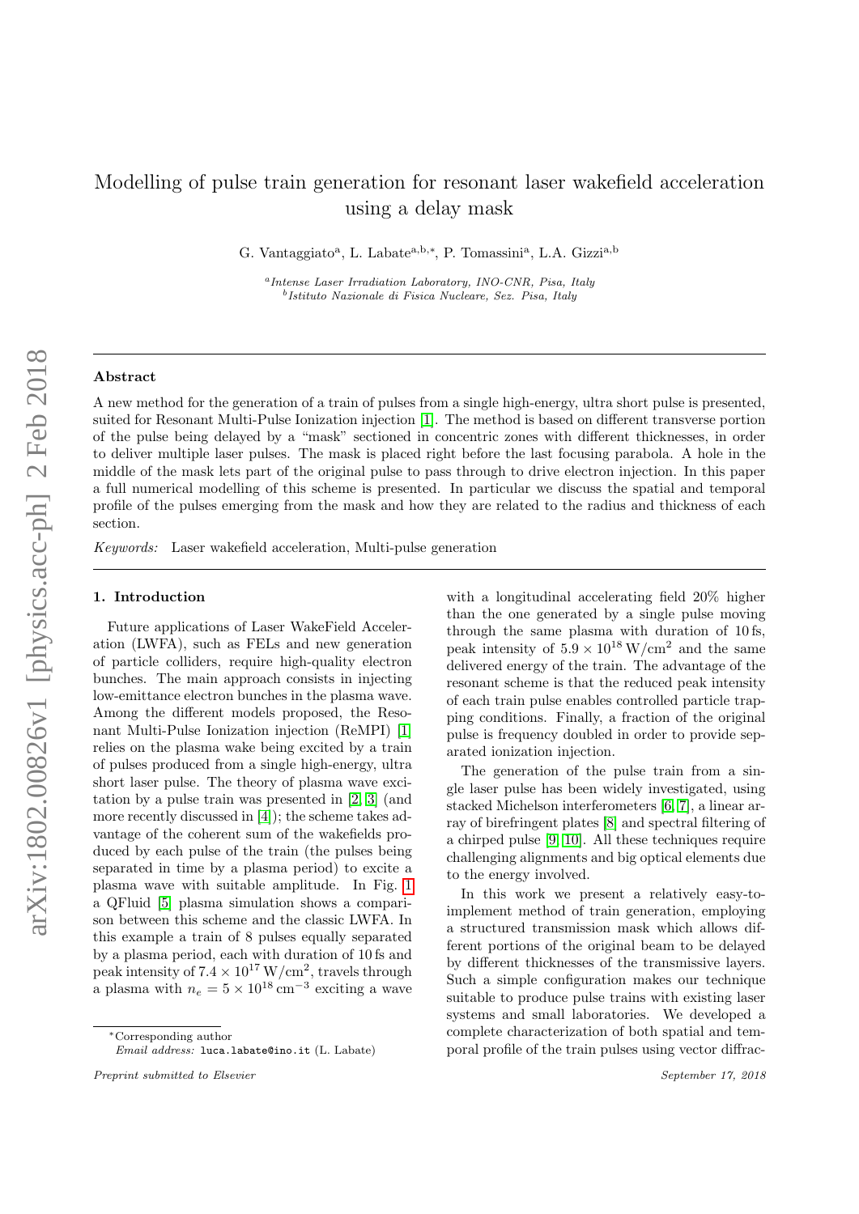# Modelling of pulse train generation for resonant laser wakefield acceleration using a delay mask

G. Vantaggiato[a], L. Labate[a,b,*], P. Tomassini[a], L.A. Gizzi[a,b]

[a] *Intense Laser Irradiation Laboratory, INO-CNR, Pisa, Italy*
[b] *Istituto Nazionale di Fisica Nucleare, Sez. Pisa, Italy*

---

### Abstract

A new method for the generation of a train of pulses from a single high-energy, ultra short pulse is presented, suited for Resonant Multi-Pulse Ionization injection [1]. The method is based on different transverse portion of the pulse being delayed by a "mask" sectioned in concentric zones with different thicknesses, in order to deliver multiple laser pulses. The mask is placed right before the last focusing parabola. A hole in the middle of the mask lets part of the original pulse to pass through to drive electron injection. In this paper a full numerical modelling of this scheme is presented. In particular we discuss the spatial and temporal profile of the pulses emerging from the mask and how they are related to the radius and thickness of each section.

*Keywords:* Laser wakefield acceleration, Multi-pulse generation

---

## 1. Introduction

Future applications of Laser WakeField Acceleration (LWFA), such as FELs and new generation of particle colliders, require high-quality electron bunches. The main approach consists in injecting low-emittance electron bunches in the plasma wave. Among the different models proposed, the Resonant Multi-Pulse Ionization injection (ReMPI) [1] relies on the plasma wake being excited by a train of pulses produced from a single high-energy, ultra short laser pulse. The theory of plasma wave excitation by a pulse train was presented in [2, 3] (and more recently discussed in [4]); the scheme takes advantage of the coherent sum of the wakefields produced by each pulse of the train (the pulses being separated in time by a plasma period) to excite a plasma wave with suitable amplitude. In Fig. 1 a QFluid [5] plasma simulation shows a comparison between this scheme and the classic LWFA. In this example a train of 8 pulses equally separated by a plasma period, each with duration of 10 fs and peak intensity of $7.4 \times 10^{17}\,\mathrm{W/cm^2}$, travels through a plasma with $n_e = 5 \times 10^{18}\,\mathrm{cm^{-3}}$ exciting a wave with a longitudinal accelerating field 20% higher than the one generated by a single pulse moving through the same plasma with duration of 10 fs, peak intensity of $5.9 \times 10^{18}\,\mathrm{W/cm^2}$ and the same delivered energy of the train. The advantage of the resonant scheme is that the reduced peak intensity of each train pulse enables controlled particle trapping conditions. Finally, a fraction of the original pulse is frequency doubled in order to provide separated ionization injection.

The generation of the pulse train from a single laser pulse has been widely investigated, using stacked Michelson interferometers [6, 7], a linear array of birefringent plates [8] and spectral filtering of a chirped pulse [9, 10]. All these techniques require challenging alignments and big optical elements due to the energy involved.

In this work we present a relatively easy-to-implement method of train generation, employing a structured transmission mask which allows different portions of the original beam to be delayed by different thicknesses of the transmissive layers. Such a simple configuration makes our technique suitable to produce pulse trains with existing laser systems and small laboratories. We developed a complete characterization of both spatial and temporal profile of the train pulses using vector diffrac-

*Corresponding author
*Email address:* luca.labate@ino.it (L. Labate)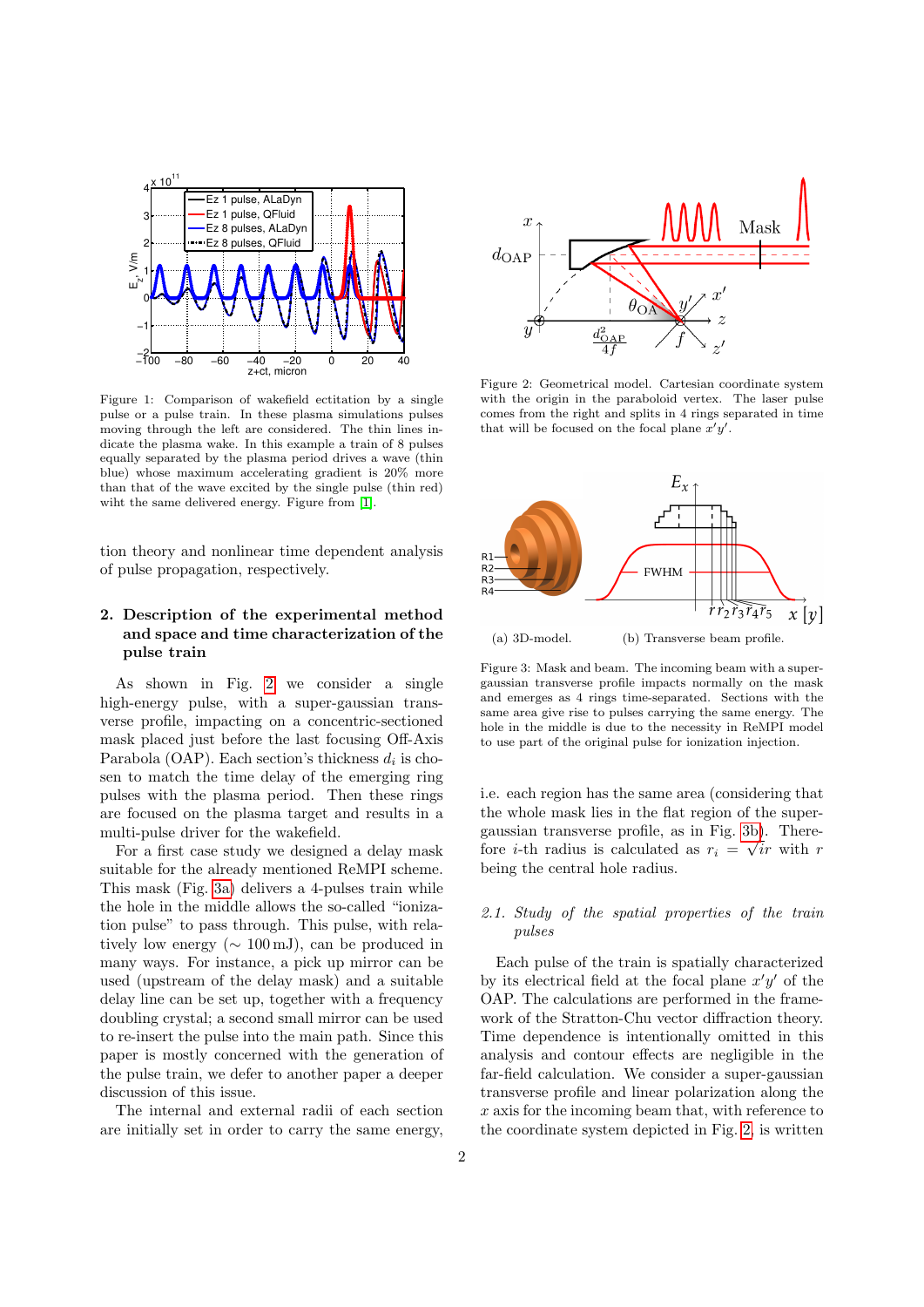Figure 1: Comparison of wakefield ectitation by a single pulse or a pulse train. In these plasma simulations pulses moving through the left are considered. The thin lines indicate the plasma wake. In this example a train of 8 pulses equally separated by the plasma period drives a wave (thin blue) whose maximum accelerating gradient is 20% more than that of the wave excited by the single pulse (thin red) wiht the same delivered energy. Figure from [1].

tion theory and nonlinear time dependent analysis of pulse propagation, respectively.

## 2. Description of the experimental method and space and time characterization of the pulse train

As shown in Fig. 2 we consider a single high-energy pulse, with a super-gaussian transverse profile, impacting on a concentric-sectioned mask placed just before the last focusing Off-Axis Parabola (OAP). Each section's thickness $d_i$ is chosen to match the time delay of the emerging ring pulses with the plasma period. Then these rings are focused on the plasma target and results in a multi-pulse driver for the wakefield.

For a first case study we designed a delay mask suitable for the already mentioned ReMPI scheme. This mask (Fig. 3a) delivers a 4-pulses train while the hole in the middle allows the so-called "ionization pulse" to pass through. This pulse, with relatively low energy ($\sim 100\,\mathrm{mJ}$), can be produced in many ways. For instance, a pick up mirror can be used (upstream of the delay mask) and a suitable delay line can be set up, together with a frequency doubling crystal; a second small mirror can be used to re-insert the pulse into the main path. Since this paper is mostly concerned with the generation of the pulse train, we defer to another paper a deeper discussion of this issue.

The internal and external radii of each section are initially set in order to carry the same energy,

Figure 2: Geometrical model. Cartesian coordinate system with the origin in the paraboloid vertex. The laser pulse comes from the right and splits in 4 rings separated in time that will be focused on the focal plane $x'y'$.

Figure 3: Mask and beam. The incoming beam with a super-gaussian transverse profile impacts normally on the mask and emerges as 4 rings time-separated. Sections with the same area give rise to pulses carrying the same energy. The hole in the middle is due to the necessity in ReMPI model to use part of the original pulse for ionization injection.

i.e. each region has the same area (considering that the whole mask lies in the flat region of the super-gaussian transverse profile, as in Fig. 3b). Therefore $i$-th radius is calculated as $r_i = \sqrt{i}r$ with $r$ being the central hole radius.

### 2.1. Study of the spatial properties of the train pulses

Each pulse of the train is spatially characterized by its electrical field at the focal plane $x'y'$ of the OAP. The calculations are performed in the framework of the Stratton-Chu vector diffraction theory. Time dependence is intentionally omitted in this analysis and contour effects are negligible in the far-field calculation. We consider a super-gaussian transverse profile and linear polarization along the $x$ axis for the incoming beam that, with reference to the coordinate system depicted in Fig. 2, is written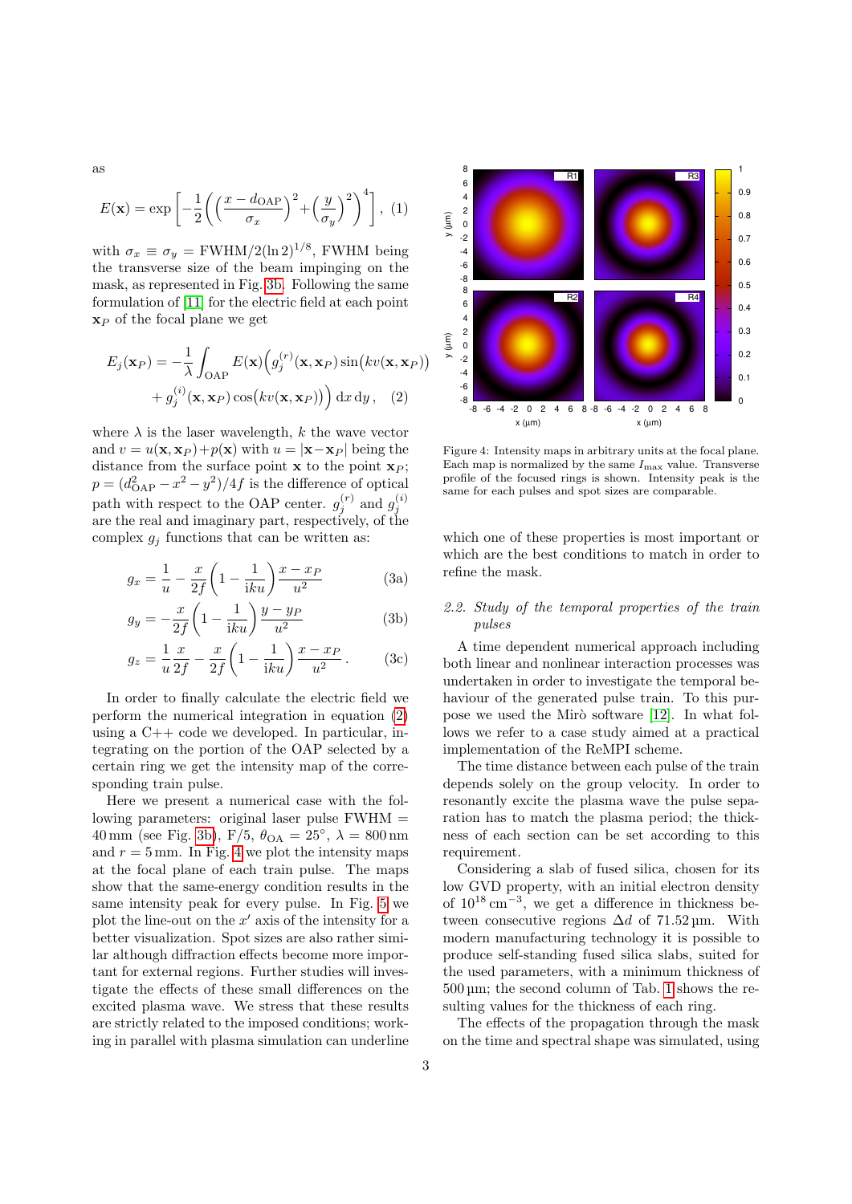as

$$E(\mathbf{x}) = \exp\left[-\frac{1}{2}\left(\left(\frac{x-d_{\rm OAP}}{\sigma_x}\right)^2 + \left(\frac{y}{\sigma_y}\right)^2\right)^4\right], \quad (1)$$

with $\sigma_x \equiv \sigma_y = \mathrm{FWHM}/2(\ln 2)^{1/8}$, FWHM being the transverse size of the beam impinging on the mask, as represented in Fig. 3b. Following the same formulation of [11] for the electric field at each point $\mathbf{x}_P$ of the focal plane we get

$$E_j(\mathbf{x}_P) = -\frac{1}{\lambda}\int_{\rm OAP} E(\mathbf{x})\Big(g_j^{(r)}(\mathbf{x},\mathbf{x}_P)\sin\big(kv(\mathbf{x},\mathbf{x}_P)\big) + g_j^{(i)}(\mathbf{x},\mathbf{x}_P)\cos\big(kv(\mathbf{x},\mathbf{x}_P)\big)\Big)\,\mathrm{d}x\,\mathrm{d}y\,, \quad (2)$$

where $\lambda$ is the laser wavelength, $k$ the wave vector and $v = u(\mathbf{x},\mathbf{x}_P) + p(\mathbf{x})$ with $u = |\mathbf{x}-\mathbf{x}_P|$ being the distance from the surface point $\mathbf{x}$ to the point $\mathbf{x}_P$; $p = (d_{\rm OAP}^2 - x^2 - y^2)/4f$ is the difference of optical path with respect to the OAP center. $g_j^{(r)}$ and $g_j^{(i)}$ are the real and imaginary part, respectively, of the complex $g_j$ functions that can be written as:

$$g_x = \frac{1}{u} - \frac{x}{2f}\left(1 - \frac{1}{iku}\right)\frac{x - x_P}{u^2} \quad (3a)$$

$$g_y = -\frac{x}{2f}\left(1 - \frac{1}{iku}\right)\frac{y - y_P}{u^2} \quad (3b)$$

$$g_z = \frac{1}{u}\frac{x}{2f} - \frac{x}{2f}\left(1 - \frac{1}{iku}\right)\frac{x - x_P}{u^2}\,. \quad (3c)$$

In order to finally calculate the electric field we perform the numerical integration in equation (2) using a C++ code we developed. In particular, integrating on the portion of the OAP selected by a certain ring we get the intensity map of the corresponding train pulse.

Here we present a numerical case with the following parameters: original laser pulse FWHM = 40 mm (see Fig. 3b), F/5, $\theta_{\rm OA} = 25^\circ$, $\lambda = 800$ nm and $r = 5$ mm. In Fig. 4 we plot the intensity maps at the focal plane of each train pulse. The maps show that the same-energy condition results in the same intensity peak for every pulse. In Fig. 5 we plot the line-out on the $x'$ axis of the intensity for a better visualization. Spot sizes are also rather similar although diffraction effects become more important for external regions. Further studies will investigate the effects of these small differences on the excited plasma wave. We stress that these results are strictly related to the imposed conditions; working in parallel with plasma simulation can underline which one of these properties is most important or which are the best conditions to match in order to refine the mask.

Figure 4: Intensity maps in arbitrary units at the focal plane. Each map is normalized by the same $I_{\rm max}$ value. Transverse profile of the focused rings is shown. Intensity peak is the same for each pulses and spot sizes are comparable.

### 2.2. Study of the temporal properties of the train pulses

A time dependent numerical approach including both linear and nonlinear interaction processes was undertaken in order to investigate the temporal behaviour of the generated pulse train. To this purpose we used the Mirò software [12]. In what follows we refer to a case study aimed at a practical implementation of the ReMPI scheme.

The time distance between each pulse of the train depends solely on the group velocity. In order to resonantly excite the plasma wave the pulse separation has to match the plasma period; the thickness of each section can be set according to this requirement.

Considering a slab of fused silica, chosen for its low GVD property, with an initial electron density of $10^{18}\,\mathrm{cm}^{-3}$, we get a difference in thickness between consecutive regions $\Delta d$ of 71.52 µm. With modern manufacturing technology it is possible to produce self-standing fused silica slabs, suited for the used parameters, with a minimum thickness of 500 µm; the second column of Tab. 1 shows the resulting values for the thickness of each ring.

The effects of the propagation through the mask on the time and spectral shape was simulated, using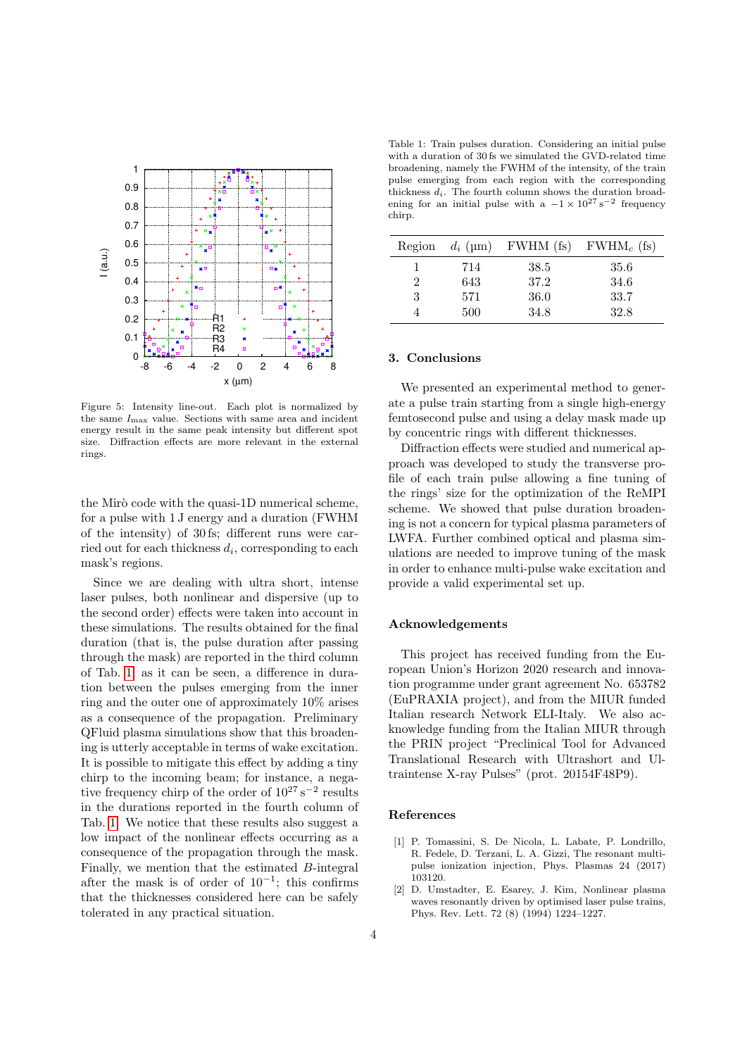Figure 5: Intensity line-out. Each plot is normalized by the same $I_{\max}$ value. Sections with same area and incident energy result in the same peak intensity but different spot size. Diffraction effects are more relevant in the external rings.

the Mirò code with the quasi-1D numerical scheme, for a pulse with 1 J energy and a duration (FWHM of the intensity) of 30 fs; different runs were carried out for each thickness $d_i$, corresponding to each mask's regions.

Since we are dealing with ultra short, intense laser pulses, both nonlinear and dispersive (up to the second order) effects were taken into account in these simulations. The results obtained for the final duration (that is, the pulse duration after passing through the mask) are reported in the third column of Tab. 1: as it can be seen, a difference in duration between the pulses emerging from the inner ring and the outer one of approximately 10% arises as a consequence of the propagation. Preliminary QFluid plasma simulations show that this broadening is utterly acceptable in terms of wake excitation. It is possible to mitigate this effect by adding a tiny chirp to the incoming beam; for instance, a negative frequency chirp of the order of $10^{27}\,\mathrm{s}^{-2}$ results in the durations reported in the fourth column of Tab. 1. We notice that these results also suggest a low impact of the nonlinear effects occurring as a consequence of the propagation through the mask. Finally, we mention that the estimated $B$-integral after the mask is of order of $10^{-1}$; this confirms that the thicknesses considered here can be safely tolerated in any practical situation.

Table 1: Train pulses duration. Considering an initial pulse with a duration of 30 fs we simulated the GVD-related time broadening, namely the FWHM of the intensity, of the train pulse emerging from each region with the corresponding thickness $d_i$. The fourth column shows the duration broadening for an initial pulse with a $-1 \times 10^{27}\,\mathrm{s}^{-2}$ frequency chirp.

| Region | $d_i$ (µm) | FWHM (fs) | FWHM$_c$ (fs) |
|---|---|---|---|
| 1 | 714 | 38.5 | 35.6 |
| 2 | 643 | 37.2 | 34.6 |
| 3 | 571 | 36.0 | 33.7 |
| 4 | 500 | 34.8 | 32.8 |

## 3. Conclusions

We presented an experimental method to generate a pulse train starting from a single high-energy femtosecond pulse and using a delay mask made up by concentric rings with different thicknesses.

Diffraction effects were studied and numerical approach was developed to study the transverse profile of each train pulse allowing a fine tuning of the rings' size for the optimization of the ReMPI scheme. We showed that pulse duration broadening is not a concern for typical plasma parameters of LWFA. Further combined optical and plasma simulations are needed to improve tuning of the mask in order to enhance multi-pulse wake excitation and provide a valid experimental set up.

## Acknowledgements

This project has received funding from the European Union's Horizon 2020 research and innovation programme under grant agreement No. 653782 (EuPRAXIA project), and from the MIUR funded Italian research Network ELI-Italy. We also acknowledge funding from the Italian MIUR through the PRIN project "Preclinical Tool for Advanced Translational Research with Ultrashort and Ultraintense X-ray Pulses" (prot. 20154F48P9).

## References

[1] P. Tomassini, S. De Nicola, L. Labate, P. Londrillo, R. Fedele, D. Terzani, L. A. Gizzi, The resonant multi-pulse ionization injection, Phys. Plasmas 24 (2017) 103120.

[2] D. Umstadter, E. Esarey, J. Kim, Nonlinear plasma waves resonantly driven by optimised laser pulse trains, Phys. Rev. Lett. 72 (8) (1994) 1224–1227.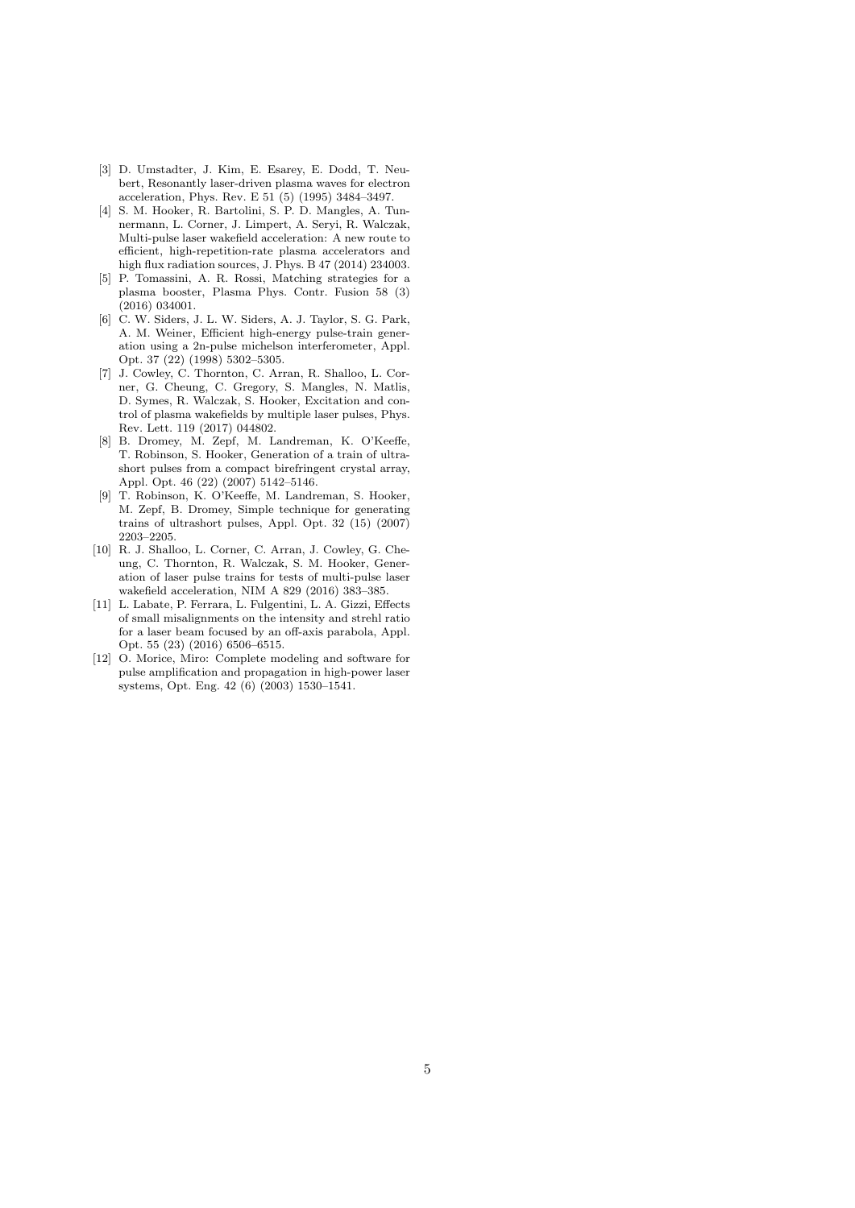[3] D. Umstadter, J. Kim, E. Esarey, E. Dodd, T. Neubert, Resonantly laser-driven plasma waves for electron acceleration, Phys. Rev. E 51 (5) (1995) 3484–3497.

[4] S. M. Hooker, R. Bartolini, S. P. D. Mangles, A. Tunnermann, L. Corner, J. Limpert, A. Seryi, R. Walczak, Multi-pulse laser wakefield acceleration: A new route to efficient, high-repetition-rate plasma accelerators and high flux radiation sources, J. Phys. B 47 (2014) 234003.

[5] P. Tomassini, A. R. Rossi, Matching strategies for a plasma booster, Plasma Phys. Contr. Fusion 58 (3) (2016) 034001.

[6] C. W. Siders, J. L. W. Siders, A. J. Taylor, S. G. Park, A. M. Weiner, Efficient high-energy pulse-train generation using a 2n-pulse michelson interferometer, Appl. Opt. 37 (22) (1998) 5302–5305.

[7] J. Cowley, C. Thornton, C. Arran, R. Shalloo, L. Corner, G. Cheung, C. Gregory, S. Mangles, N. Matlis, D. Symes, R. Walczak, S. Hooker, Excitation and control of plasma wakefields by multiple laser pulses, Phys. Rev. Lett. 119 (2017) 044802.

[8] B. Dromey, M. Zepf, M. Landreman, K. O'Keeffe, T. Robinson, S. Hooker, Generation of a train of ultrashort pulses from a compact birefringent crystal array, Appl. Opt. 46 (22) (2007) 5142–5146.

[9] T. Robinson, K. O'Keeffe, M. Landreman, S. Hooker, M. Zepf, B. Dromey, Simple technique for generating trains of ultrashort pulses, Appl. Opt. 32 (15) (2007) 2203–2205.

[10] R. J. Shalloo, L. Corner, C. Arran, J. Cowley, G. Cheung, C. Thornton, R. Walczak, S. M. Hooker, Generation of laser pulse trains for tests of multi-pulse laser wakefield acceleration, NIM A 829 (2016) 383–385.

[11] L. Labate, P. Ferrara, L. Fulgentini, L. A. Gizzi, Effects of small misalignments on the intensity and strehl ratio for a laser beam focused by an off-axis parabola, Appl. Opt. 55 (23) (2016) 6506–6515.

[12] O. Morice, Miro: Complete modeling and software for pulse amplification and propagation in high-power laser systems, Opt. Eng. 42 (6) (2003) 1530–1541.